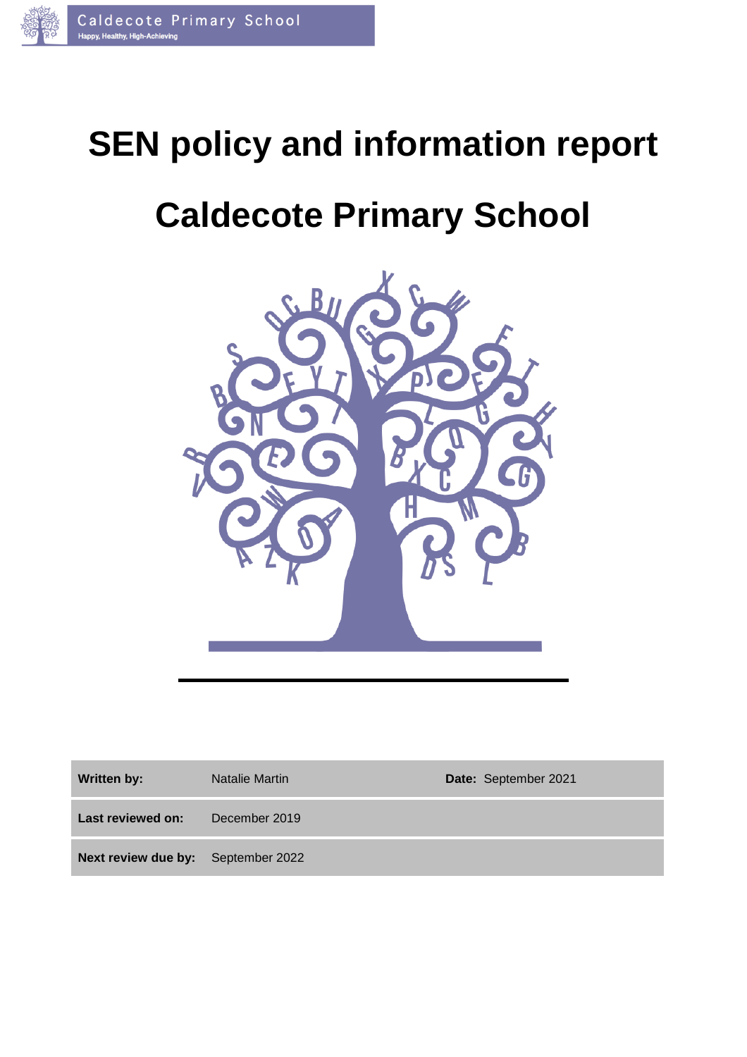# SEN policy and information report

# Caldecote Primary School

| Written by: | Natalie Martin | Date: September 2021 |
| --- | --- | --- |
| Last reviewed on: | December 2019 | |
| Next review due by: | September 2022 | |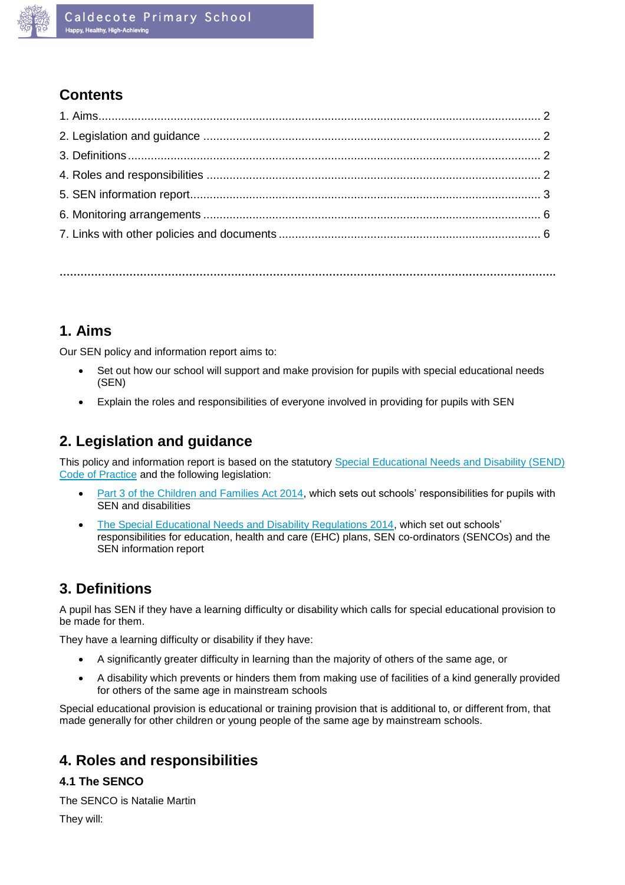## Contents

1. Aims........................................................................................................................................ 2
2. Legislation and guidance ........................................................................................................ 2
3. Definitions ............................................................................................................................... 2
4. Roles and responsibilities ....................................................................................................... 2
5. SEN information report............................................................................................................ 3
6. Monitoring arrangements ........................................................................................................ 6
7. Links with other policies and documents ................................................................................. 6

## 1. Aims

Our SEN policy and information report aims to:

- Set out how our school will support and make provision for pupils with special educational needs (SEN)
- Explain the roles and responsibilities of everyone involved in providing for pupils with SEN

## 2. Legislation and guidance

This policy and information report is based on the statutory Special Educational Needs and Disability (SEND) Code of Practice and the following legislation:

- Part 3 of the Children and Families Act 2014, which sets out schools' responsibilities for pupils with SEN and disabilities
- The Special Educational Needs and Disability Regulations 2014, which set out schools' responsibilities for education, health and care (EHC) plans, SEN co-ordinators (SENCOs) and the SEN information report

## 3. Definitions

A pupil has SEN if they have a learning difficulty or disability which calls for special educational provision to be made for them.

They have a learning difficulty or disability if they have:

- A significantly greater difficulty in learning than the majority of others of the same age, or
- A disability which prevents or hinders them from making use of facilities of a kind generally provided for others of the same age in mainstream schools

Special educational provision is educational or training provision that is additional to, or different from, that made generally for other children or young people of the same age by mainstream schools.

## 4. Roles and responsibilities

### 4.1 The SENCO

The SENCO is Natalie Martin

They will: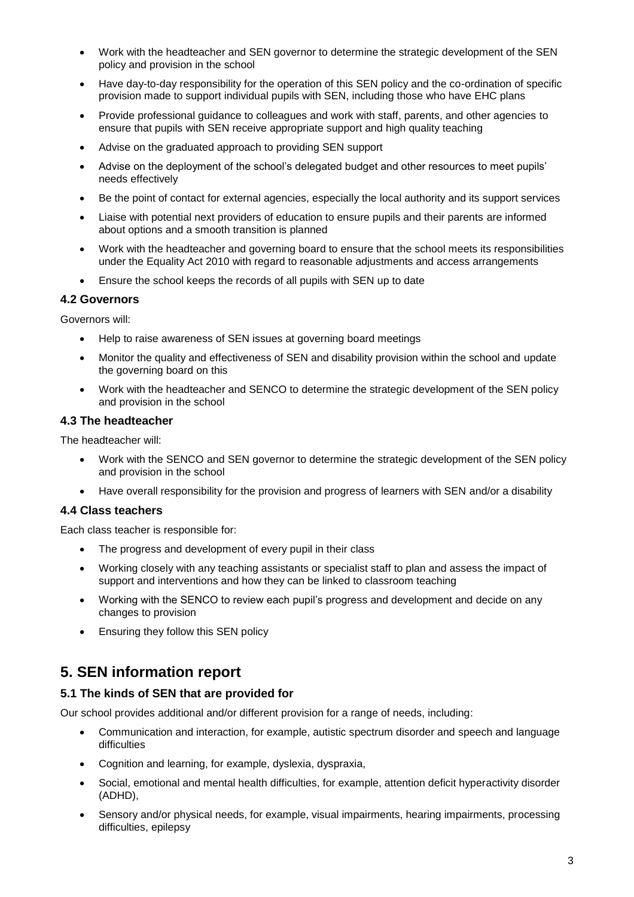- Work with the headteacher and SEN governor to determine the strategic development of the SEN policy and provision in the school
- Have day-to-day responsibility for the operation of this SEN policy and the co-ordination of specific provision made to support individual pupils with SEN, including those who have EHC plans
- Provide professional guidance to colleagues and work with staff, parents, and other agencies to ensure that pupils with SEN receive appropriate support and high quality teaching
- Advise on the graduated approach to providing SEN support
- Advise on the deployment of the school's delegated budget and other resources to meet pupils' needs effectively
- Be the point of contact for external agencies, especially the local authority and its support services
- Liaise with potential next providers of education to ensure pupils and their parents are informed about options and a smooth transition is planned
- Work with the headteacher and governing board to ensure that the school meets its responsibilities under the Equality Act 2010 with regard to reasonable adjustments and access arrangements
- Ensure the school keeps the records of all pupils with SEN up to date

### 4.2 Governors

Governors will:

- Help to raise awareness of SEN issues at governing board meetings
- Monitor the quality and effectiveness of SEN and disability provision within the school and update the governing board on this
- Work with the headteacher and SENCO to determine the strategic development of the SEN policy and provision in the school

### 4.3 The headteacher

The headteacher will:

- Work with the SENCO and SEN governor to determine the strategic development of the SEN policy and provision in the school
- Have overall responsibility for the provision and progress of learners with SEN and/or a disability

### 4.4 Class teachers

Each class teacher is responsible for:

- The progress and development of every pupil in their class
- Working closely with any teaching assistants or specialist staff to plan and assess the impact of support and interventions and how they can be linked to classroom teaching
- Working with the SENCO to review each pupil's progress and development and decide on any changes to provision
- Ensuring they follow this SEN policy

## 5. SEN information report

### 5.1 The kinds of SEN that are provided for

Our school provides additional and/or different provision for a range of needs, including:

- Communication and interaction, for example, autistic spectrum disorder and speech and language difficulties
- Cognition and learning, for example, dyslexia, dyspraxia,
- Social, emotional and mental health difficulties, for example, attention deficit hyperactivity disorder (ADHD),
- Sensory and/or physical needs, for example, visual impairments, hearing impairments, processing difficulties, epilepsy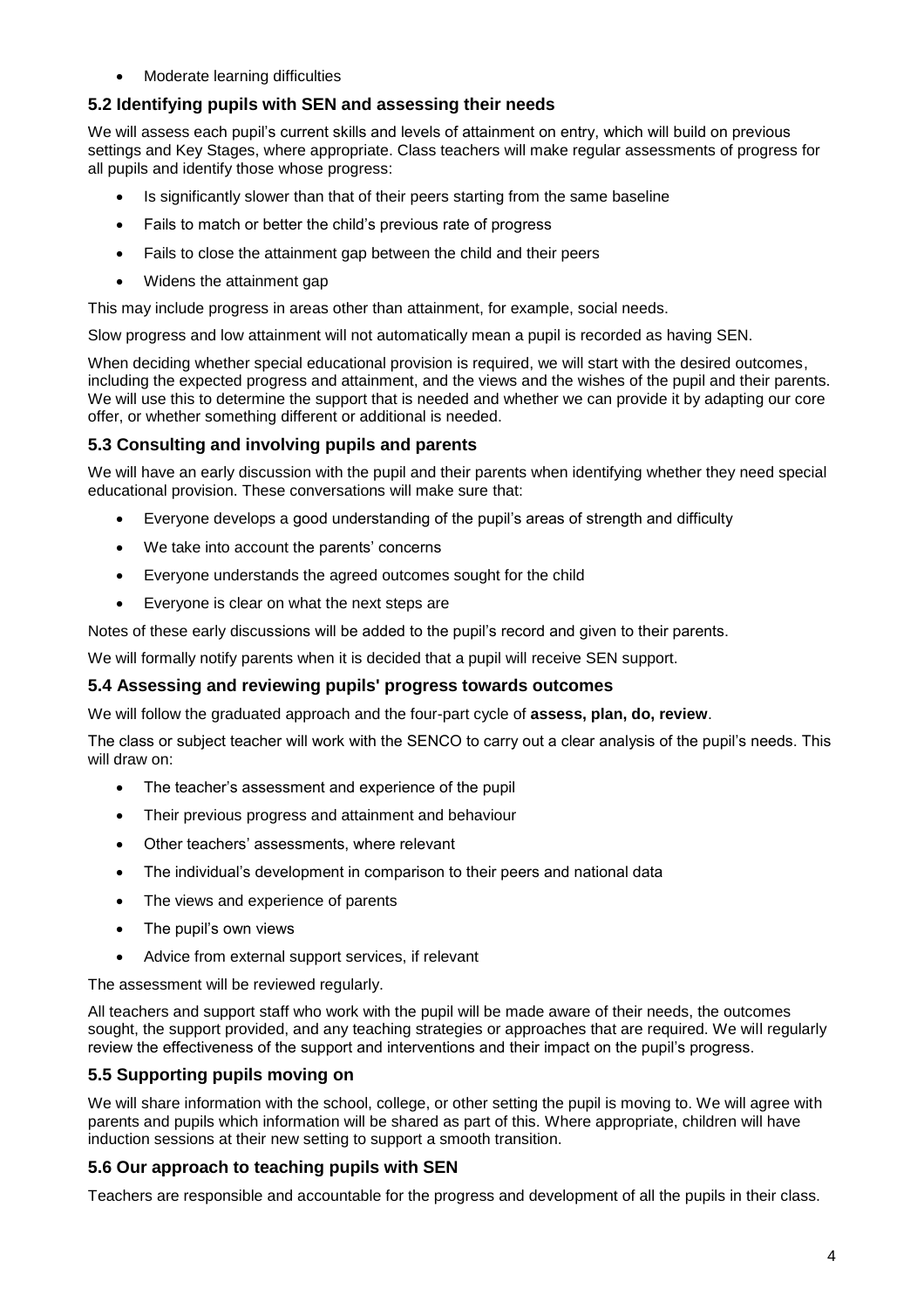- Moderate learning difficulties

### 5.2 Identifying pupils with SEN and assessing their needs

We will assess each pupil's current skills and levels of attainment on entry, which will build on previous settings and Key Stages, where appropriate. Class teachers will make regular assessments of progress for all pupils and identify those whose progress:

- Is significantly slower than that of their peers starting from the same baseline
- Fails to match or better the child's previous rate of progress
- Fails to close the attainment gap between the child and their peers
- Widens the attainment gap

This may include progress in areas other than attainment, for example, social needs.

Slow progress and low attainment will not automatically mean a pupil is recorded as having SEN.

When deciding whether special educational provision is required, we will start with the desired outcomes, including the expected progress and attainment, and the views and the wishes of the pupil and their parents. We will use this to determine the support that is needed and whether we can provide it by adapting our core offer, or whether something different or additional is needed.

### 5.3 Consulting and involving pupils and parents

We will have an early discussion with the pupil and their parents when identifying whether they need special educational provision. These conversations will make sure that:

- Everyone develops a good understanding of the pupil's areas of strength and difficulty
- We take into account the parents' concerns
- Everyone understands the agreed outcomes sought for the child
- Everyone is clear on what the next steps are

Notes of these early discussions will be added to the pupil's record and given to their parents.

We will formally notify parents when it is decided that a pupil will receive SEN support.

### 5.4 Assessing and reviewing pupils' progress towards outcomes

We will follow the graduated approach and the four-part cycle of **assess, plan, do, review**.

The class or subject teacher will work with the SENCO to carry out a clear analysis of the pupil's needs. This will draw on:

- The teacher's assessment and experience of the pupil
- Their previous progress and attainment and behaviour
- Other teachers' assessments, where relevant
- The individual's development in comparison to their peers and national data
- The views and experience of parents
- The pupil's own views
- Advice from external support services, if relevant

The assessment will be reviewed regularly.

All teachers and support staff who work with the pupil will be made aware of their needs, the outcomes sought, the support provided, and any teaching strategies or approaches that are required. We will regularly review the effectiveness of the support and interventions and their impact on the pupil's progress.

### 5.5 Supporting pupils moving on

We will share information with the school, college, or other setting the pupil is moving to. We will agree with parents and pupils which information will be shared as part of this. Where appropriate, children will have induction sessions at their new setting to support a smooth transition.

### 5.6 Our approach to teaching pupils with SEN

Teachers are responsible and accountable for the progress and development of all the pupils in their class.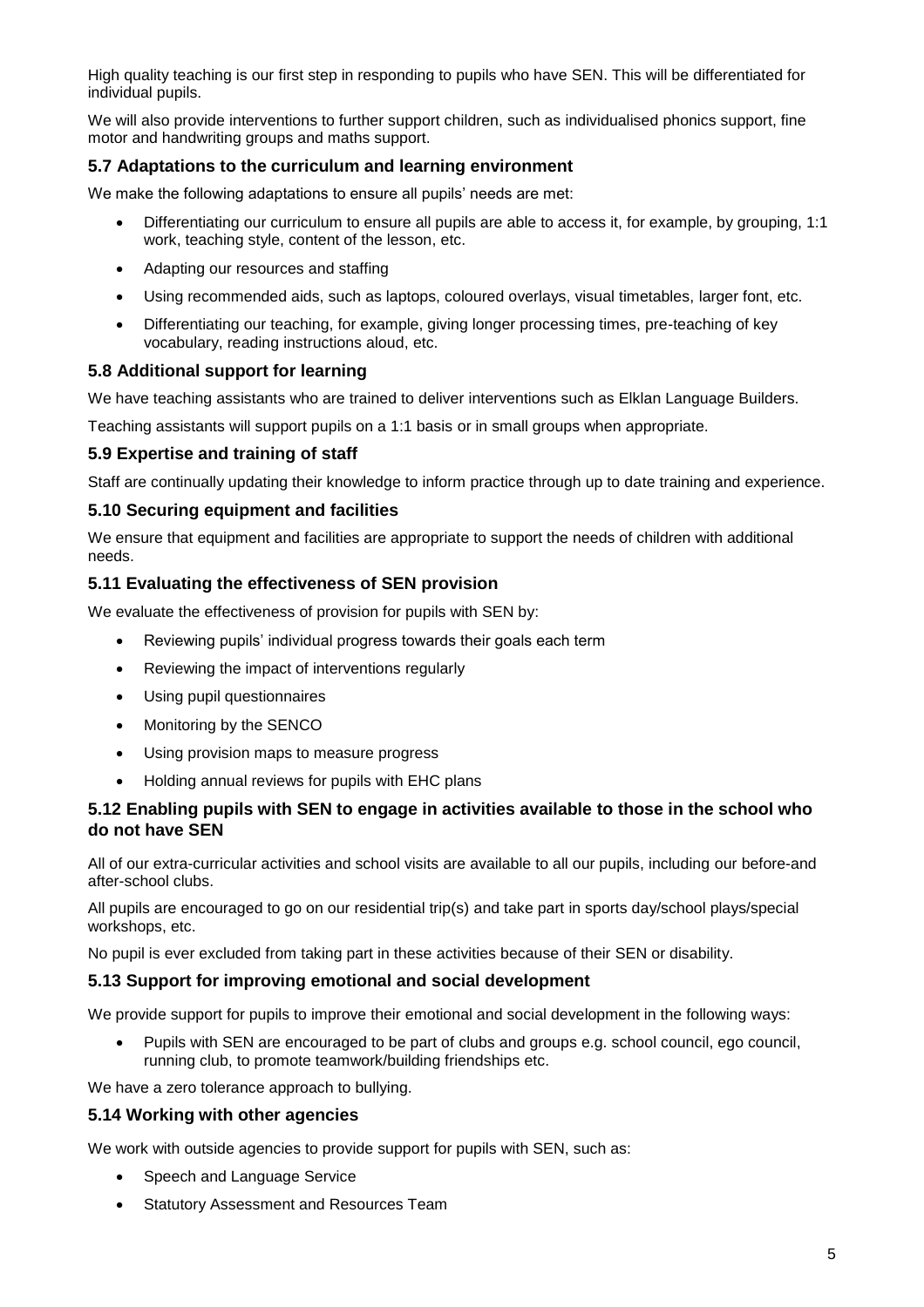High quality teaching is our first step in responding to pupils who have SEN. This will be differentiated for individual pupils.

We will also provide interventions to further support children, such as individualised phonics support, fine motor and handwriting groups and maths support.

### 5.7 Adaptations to the curriculum and learning environment

We make the following adaptations to ensure all pupils' needs are met:

- Differentiating our curriculum to ensure all pupils are able to access it, for example, by grouping, 1:1 work, teaching style, content of the lesson, etc.
- Adapting our resources and staffing
- Using recommended aids, such as laptops, coloured overlays, visual timetables, larger font, etc.
- Differentiating our teaching, for example, giving longer processing times, pre-teaching of key vocabulary, reading instructions aloud, etc.

### 5.8 Additional support for learning

We have teaching assistants who are trained to deliver interventions such as Elklan Language Builders.

Teaching assistants will support pupils on a 1:1 basis or in small groups when appropriate.

### 5.9 Expertise and training of staff

Staff are continually updating their knowledge to inform practice through up to date training and experience.

### 5.10 Securing equipment and facilities

We ensure that equipment and facilities are appropriate to support the needs of children with additional needs.

### 5.11 Evaluating the effectiveness of SEN provision

We evaluate the effectiveness of provision for pupils with SEN by:

- Reviewing pupils' individual progress towards their goals each term
- Reviewing the impact of interventions regularly
- Using pupil questionnaires
- Monitoring by the SENCO
- Using provision maps to measure progress
- Holding annual reviews for pupils with EHC plans

### 5.12 Enabling pupils with SEN to engage in activities available to those in the school who do not have SEN

All of our extra-curricular activities and school visits are available to all our pupils, including our before-and after-school clubs.

All pupils are encouraged to go on our residential trip(s) and take part in sports day/school plays/special workshops, etc.

No pupil is ever excluded from taking part in these activities because of their SEN or disability.

### 5.13 Support for improving emotional and social development

We provide support for pupils to improve their emotional and social development in the following ways:

- Pupils with SEN are encouraged to be part of clubs and groups e.g. school council, ego council, running club, to promote teamwork/building friendships etc.

We have a zero tolerance approach to bullying.

### 5.14 Working with other agencies

We work with outside agencies to provide support for pupils with SEN, such as:

- Speech and Language Service
- Statutory Assessment and Resources Team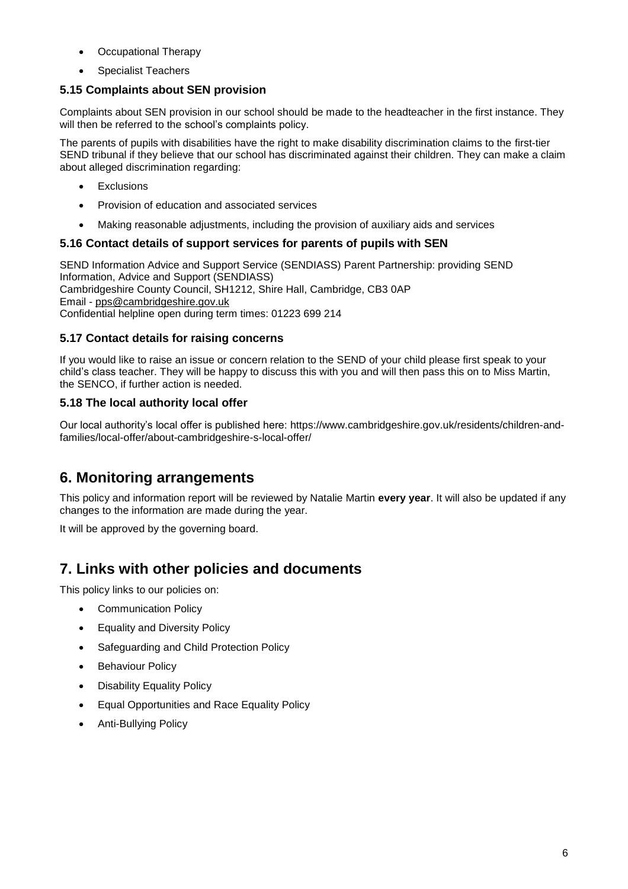- Occupational Therapy
- Specialist Teachers

### 5.15 Complaints about SEN provision

Complaints about SEN provision in our school should be made to the headteacher in the first instance. They will then be referred to the school's complaints policy.

The parents of pupils with disabilities have the right to make disability discrimination claims to the first-tier SEND tribunal if they believe that our school has discriminated against their children. They can make a claim about alleged discrimination regarding:

- Exclusions
- Provision of education and associated services
- Making reasonable adjustments, including the provision of auxiliary aids and services

### 5.16 Contact details of support services for parents of pupils with SEN

SEND Information Advice and Support Service (SENDIASS) Parent Partnership: providing SEND Information, Advice and Support (SENDIASS)
Cambridgeshire County Council, SH1212, Shire Hall, Cambridge, CB3 0AP
Email - pps@cambridgeshire.gov.uk
Confidential helpline open during term times: 01223 699 214

### 5.17 Contact details for raising concerns

If you would like to raise an issue or concern relation to the SEND of your child please first speak to your child's class teacher. They will be happy to discuss this with you and will then pass this on to Miss Martin, the SENCO, if further action is needed.

### 5.18 The local authority local offer

Our local authority's local offer is published here: https://www.cambridgeshire.gov.uk/residents/children-and-families/local-offer/about-cambridgeshire-s-local-offer/

## 6. Monitoring arrangements

This policy and information report will be reviewed by Natalie Martin **every year**. It will also be updated if any changes to the information are made during the year.

It will be approved by the governing board.

## 7. Links with other policies and documents

This policy links to our policies on:

- Communication Policy
- Equality and Diversity Policy
- Safeguarding and Child Protection Policy
- Behaviour Policy
- Disability Equality Policy
- Equal Opportunities and Race Equality Policy
- Anti-Bullying Policy